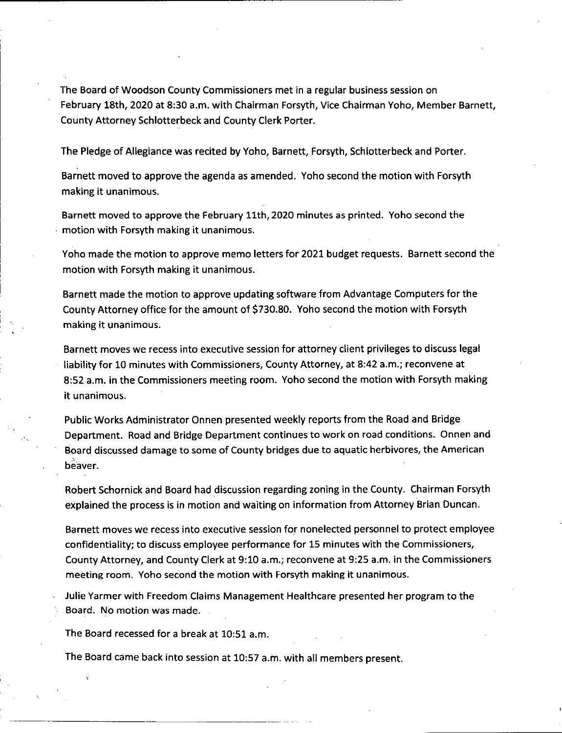The Board of Woodson County Commissioners met in a regular business session on February 18th, 2020 at 8:30 a.m. with Chairman Forsyth, Vice Chairman Yoho, Member Barnett, County Attorney Schlotterbeck and County Clerk Porter.

The Pledge of Allegiance was recited by Yoho, Barnett, Forsyth, Schlotterbeck and Porter.

Barnett moved to approve the agenda as amended. Yoho second the motion with Forsyth making it unanimous.

Barnett moved to approve the February 11th, 2020 minutes as printed. Yoho second the motion with Forsyth making it unanimous.

Yoho made the motion to approve memo letters for 2021 budget requests. Barnett second the motion with Forsyth making it unanimous.

Barnett made the motion to approve updating software from Advantage Computers for the County Attorney office for the amount of $730.80. Yoho second the motion with Forsyth making it unanimous.

Barnett moves we recess into executive session for attorney client privileges to discuss legal liability for 10 minutes with Commissioners, County Attorney, at 8:42 a.m.; reconvene at 8:52 a.m. in the Commissioners meeting room. Yoho second the motion with Forsyth making it unanimous.

Public Works Administrator Onnen presented weekly reports from the Road and Bridge Department. Road and Bridge Department continues to work on road conditions. Onnen and Board discussed damage to some of County bridges due to aquatic herbivores, the American beaver.

Robert Schornick and Board had discussion regarding zoning in the County. Chairman Forsyth explained the process is in motion and waiting on information from Attorney Brian Duncan.

Barnett moves we recess into executive session for nonelected personnel to protect employee confidentiality; to discuss employee performance for 15 minutes with the Commissioners, County Attorney, and County Clerk at 9:10 a.m.; reconvene at 9:25 a.m. in the Commissioners meeting room. Yoho second the motion with Forsyth making it unanimous.

Julie Yarmer with Freedom Claims Management Healthcare presented her program to the Board. No motion was made.

The Board recessed for a break at 10:51 a.m.

The Board came back into session at 10:57 a.m. with all members present.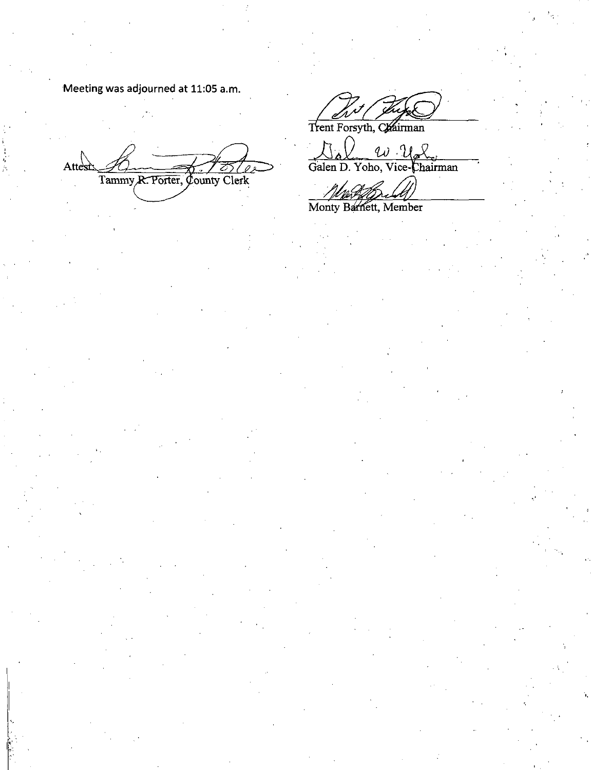Meeting was adjourned at 11:05 a.m.

Attest: ______________________
Tammy R. Porter, County Clerk

______________________
Trent Forsyth, Chairman

______________________
Galen D. Yoho, Vice-Chairman

______________________
Monty Barnett, Member